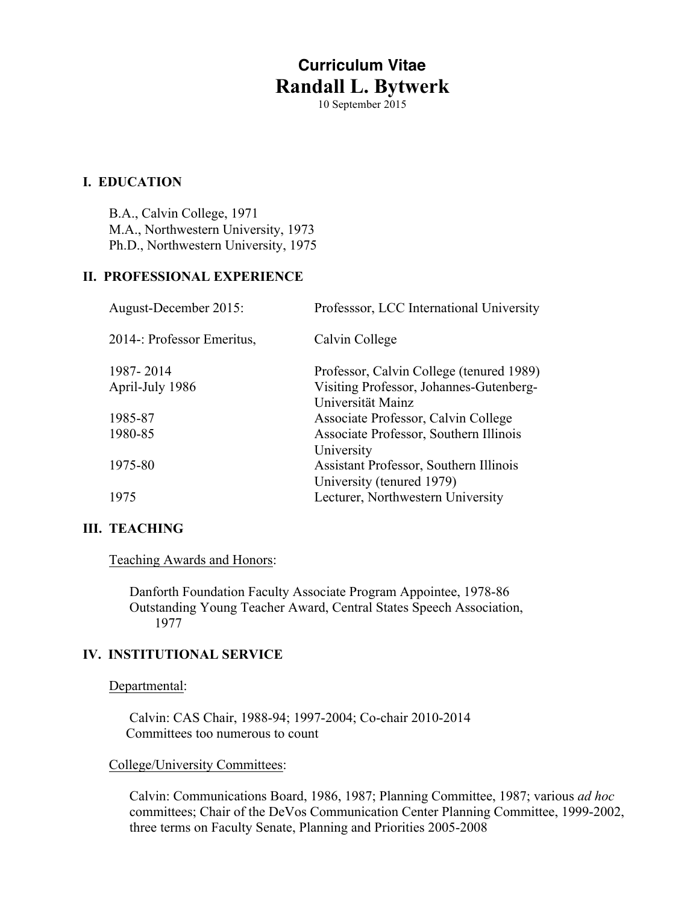# Curriculum Vitae
# Randall L. Bytwerk

10 September 2015

## I. EDUCATION

B.A., Calvin College, 1971
M.A., Northwestern University, 1973
Ph.D., Northwestern University, 1975

## II. PROFESSIONAL EXPERIENCE

| | |
|---|---|
| August-December 2015: | Professsor, LCC International University |
| 2014-: Professor Emeritus, | Calvin College |
| 1987- 2014 | Professor, Calvin College (tenured 1989) |
| April-July 1986 | Visiting Professor, Johannes-Gutenberg-Universität Mainz |
| 1985-87 | Associate Professor, Calvin College |
| 1980-85 | Associate Professor, Southern Illinois University |
| 1975-80 | Assistant Professor, Southern Illinois University (tenured 1979) |
| 1975 | Lecturer, Northwestern University |

## III. TEACHING

Teaching Awards and Honors:

Danforth Foundation Faculty Associate Program Appointee, 1978-86
Outstanding Young Teacher Award, Central States Speech Association, 1977

## IV. INSTITUTIONAL SERVICE

Departmental:

Calvin: CAS Chair, 1988-94; 1997-2004; Co-chair 2010-2014
Committees too numerous to count

College/University Committees:

Calvin: Communications Board, 1986, 1987; Planning Committee, 1987; various *ad hoc* committees; Chair of the DeVos Communication Center Planning Committee, 1999-2002, three terms on Faculty Senate, Planning and Priorities 2005-2008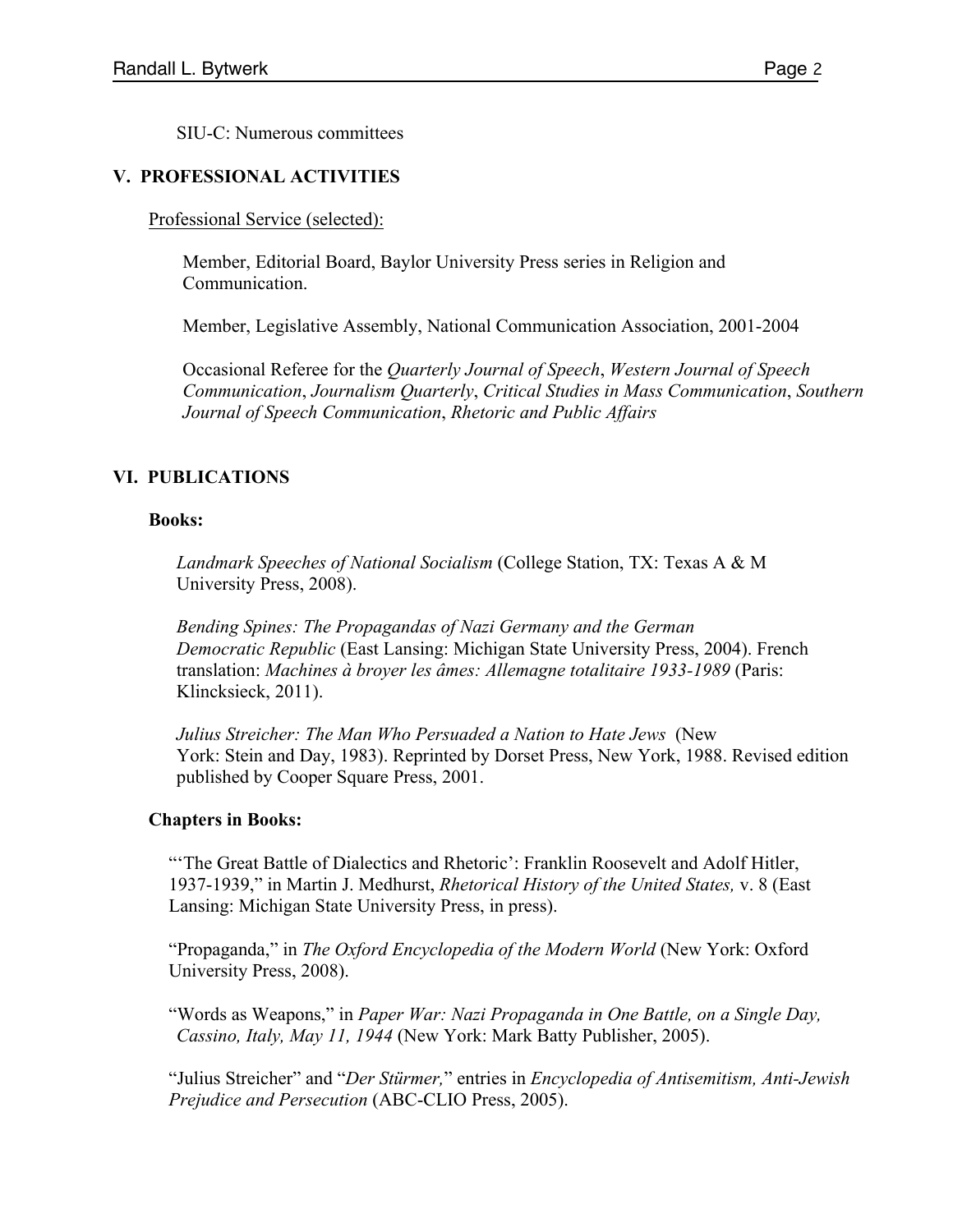SIU-C: Numerous committees

## V. PROFESSIONAL ACTIVITIES

Professional Service (selected):

Member, Editorial Board, Baylor University Press series in Religion and Communication.

Member, Legislative Assembly, National Communication Association, 2001-2004

Occasional Referee for the *Quarterly Journal of Speech*, *Western Journal of Speech Communication*, *Journalism Quarterly*, *Critical Studies in Mass Communication*, *Southern Journal of Speech Communication*, *Rhetoric and Public Affairs*

## VI. PUBLICATIONS

### Books:

*Landmark Speeches of National Socialism* (College Station, TX: Texas A & M University Press, 2008).

*Bending Spines: The Propagandas of Nazi Germany and the German Democratic Republic* (East Lansing: Michigan State University Press, 2004). French translation: *Machines à broyer les âmes: Allemagne totalitaire 1933-1989* (Paris: Klincksieck, 2011).

*Julius Streicher: The Man Who Persuaded a Nation to Hate Jews* (New York: Stein and Day, 1983). Reprinted by Dorset Press, New York, 1988. Revised edition published by Cooper Square Press, 2001.

### Chapters in Books:

"'The Great Battle of Dialectics and Rhetoric': Franklin Roosevelt and Adolf Hitler, 1937-1939," in Martin J. Medhurst, *Rhetorical History of the United States,* v. 8 (East Lansing: Michigan State University Press, in press).

"Propaganda," in *The Oxford Encyclopedia of the Modern World* (New York: Oxford University Press, 2008).

"Words as Weapons," in *Paper War: Nazi Propaganda in One Battle, on a Single Day, Cassino, Italy, May 11, 1944* (New York: Mark Batty Publisher, 2005).

"Julius Streicher" and "*Der Stürmer,*" entries in *Encyclopedia of Antisemitism, Anti-Jewish Prejudice and Persecution* (ABC-CLIO Press, 2005).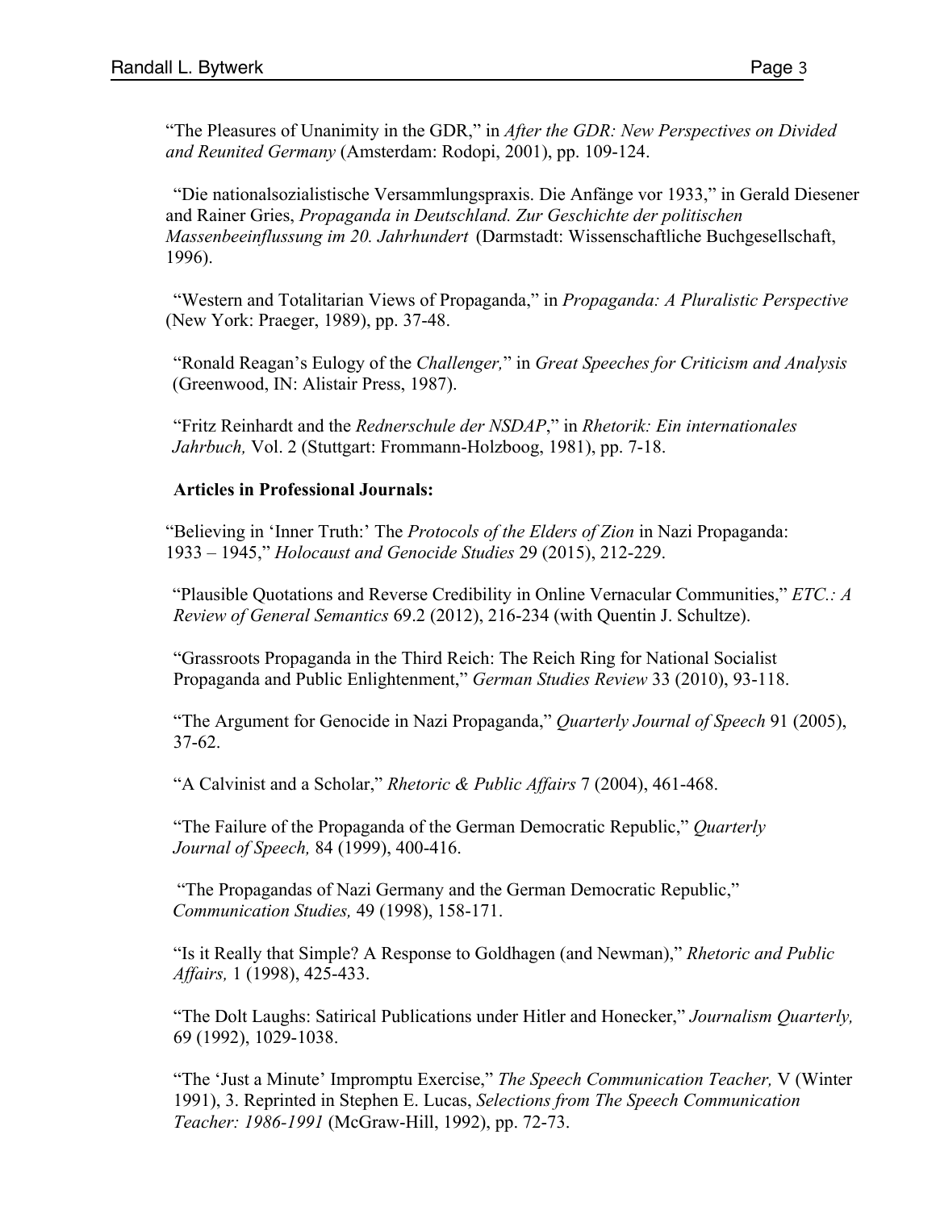"The Pleasures of Unanimity in the GDR," in *After the GDR: New Perspectives on Divided and Reunited Germany* (Amsterdam: Rodopi, 2001), pp. 109-124.

"Die nationalsozialistische Versammlungspraxis. Die Anfänge vor 1933," in Gerald Diesener and Rainer Gries, *Propaganda in Deutschland. Zur Geschichte der politischen Massenbeeinflussung im 20. Jahrhundert* (Darmstadt: Wissenschaftliche Buchgesellschaft, 1996).

"Western and Totalitarian Views of Propaganda," in *Propaganda: A Pluralistic Perspective* (New York: Praeger, 1989), pp. 37-48.

"Ronald Reagan's Eulogy of the *Challenger,*" in *Great Speeches for Criticism and Analysis* (Greenwood, IN: Alistair Press, 1987).

"Fritz Reinhardt and the *Rednerschule der NSDAP*," in *Rhetorik: Ein internationales Jahrbuch,* Vol. 2 (Stuttgart: Frommann-Holzboog, 1981), pp. 7-18.

**Articles in Professional Journals:**

"Believing in 'Inner Truth:' The *Protocols of the Elders of Zion* in Nazi Propaganda: 1933 – 1945," *Holocaust and Genocide Studies* 29 (2015), 212-229.

"Plausible Quotations and Reverse Credibility in Online Vernacular Communities," *ETC.: A Review of General Semantics* 69.2 (2012), 216-234 (with Quentin J. Schultze).

"Grassroots Propaganda in the Third Reich: The Reich Ring for National Socialist Propaganda and Public Enlightenment," *German Studies Review* 33 (2010), 93-118.

"The Argument for Genocide in Nazi Propaganda," *Quarterly Journal of Speech* 91 (2005), 37-62.

"A Calvinist and a Scholar," *Rhetoric & Public Affairs* 7 (2004), 461-468.

"The Failure of the Propaganda of the German Democratic Republic," *Quarterly Journal of Speech,* 84 (1999), 400-416.

"The Propagandas of Nazi Germany and the German Democratic Republic," *Communication Studies,* 49 (1998), 158-171.

"Is it Really that Simple? A Response to Goldhagen (and Newman)," *Rhetoric and Public Affairs,* 1 (1998), 425-433.

"The Dolt Laughs: Satirical Publications under Hitler and Honecker," *Journalism Quarterly,* 69 (1992), 1029-1038.

"The 'Just a Minute' Impromptu Exercise," *The Speech Communication Teacher,* V (Winter 1991), 3. Reprinted in Stephen E. Lucas, *Selections from The Speech Communication Teacher: 1986-1991* (McGraw-Hill, 1992), pp. 72-73.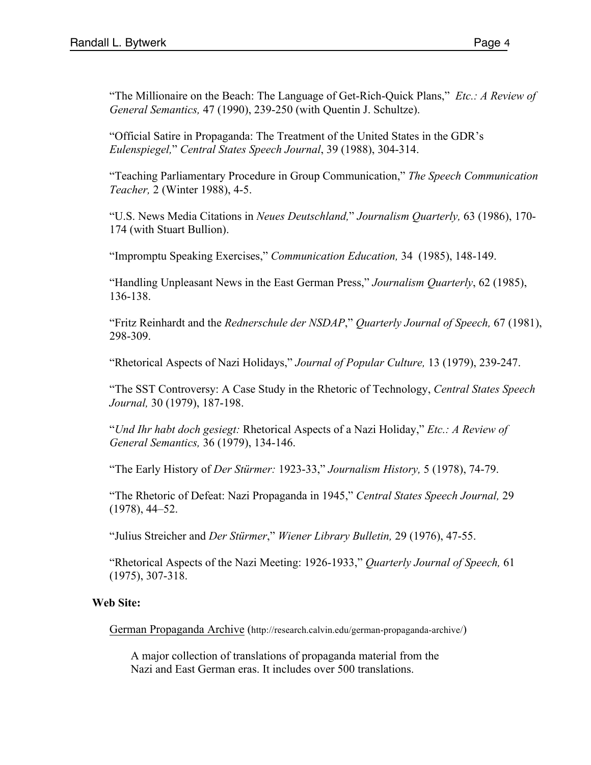"The Millionaire on the Beach: The Language of Get-Rich-Quick Plans," *Etc.: A Review of General Semantics,* 47 (1990), 239-250 (with Quentin J. Schultze).

"Official Satire in Propaganda: The Treatment of the United States in the GDR's *Eulenspiegel,*" *Central States Speech Journal*, 39 (1988), 304-314.

"Teaching Parliamentary Procedure in Group Communication," *The Speech Communication Teacher,* 2 (Winter 1988), 4-5.

"U.S. News Media Citations in *Neues Deutschland,*" *Journalism Quarterly,* 63 (1986), 170-174 (with Stuart Bullion).

"Impromptu Speaking Exercises," *Communication Education,* 34 (1985), 148-149.

"Handling Unpleasant News in the East German Press," *Journalism Quarterly*, 62 (1985), 136-138.

"Fritz Reinhardt and the *Rednerschule der NSDAP*," *Quarterly Journal of Speech,* 67 (1981), 298-309.

"Rhetorical Aspects of Nazi Holidays," *Journal of Popular Culture,* 13 (1979), 239-247.

"The SST Controversy: A Case Study in the Rhetoric of Technology, *Central States Speech Journal,* 30 (1979), 187-198.

"*Und Ihr habt doch gesiegt:* Rhetorical Aspects of a Nazi Holiday," *Etc.: A Review of General Semantics,* 36 (1979), 134-146.

"The Early History of *Der Stürmer:* 1923-33," *Journalism History,* 5 (1978), 74-79.

"The Rhetoric of Defeat: Nazi Propaganda in 1945," *Central States Speech Journal,* 29 (1978), 44–52.

"Julius Streicher and *Der Stürmer*," *Wiener Library Bulletin,* 29 (1976), 47-55.

"Rhetorical Aspects of the Nazi Meeting: 1926-1933," *Quarterly Journal of Speech,* 61 (1975), 307-318.

**Web Site:**

German Propaganda Archive (http://research.calvin.edu/german-propaganda-archive/)

A major collection of translations of propaganda material from the Nazi and East German eras. It includes over 500 translations.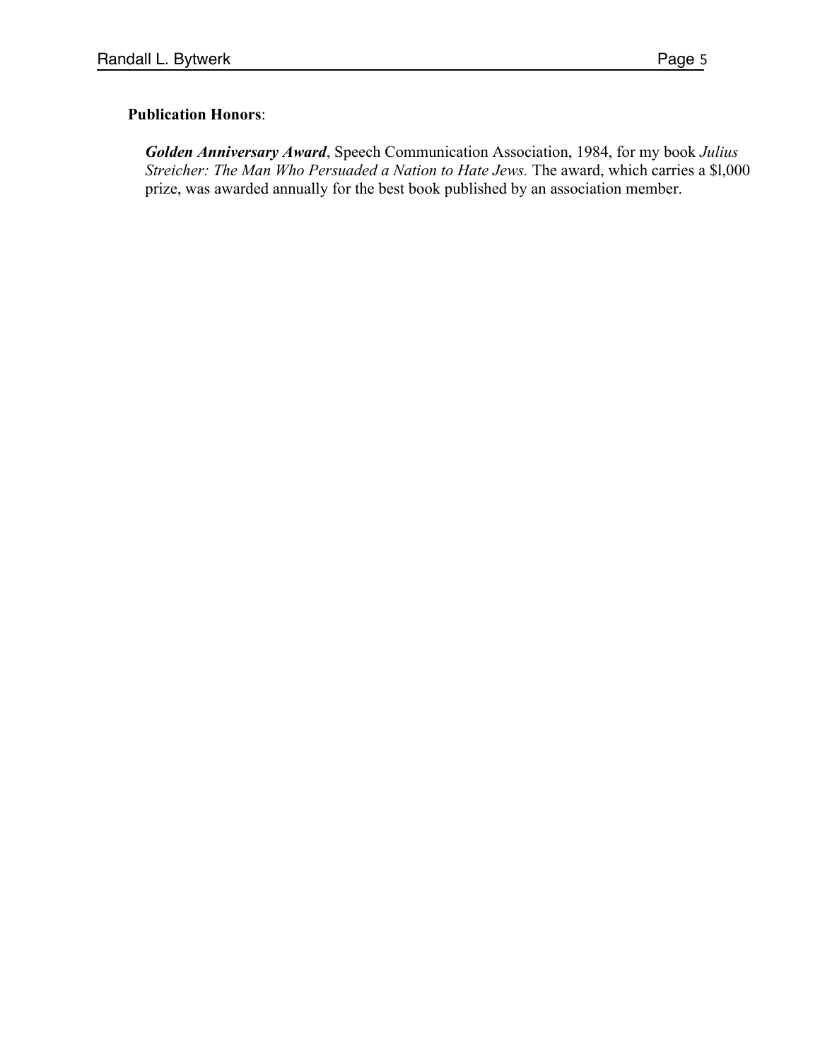**Publication Honors**:

***Golden Anniversary Award***, Speech Communication Association, 1984, for my book *Julius Streicher: The Man Who Persuaded a Nation to Hate Jews.* The award, which carries a $l,000 prize, was awarded annually for the best book published by an association member.